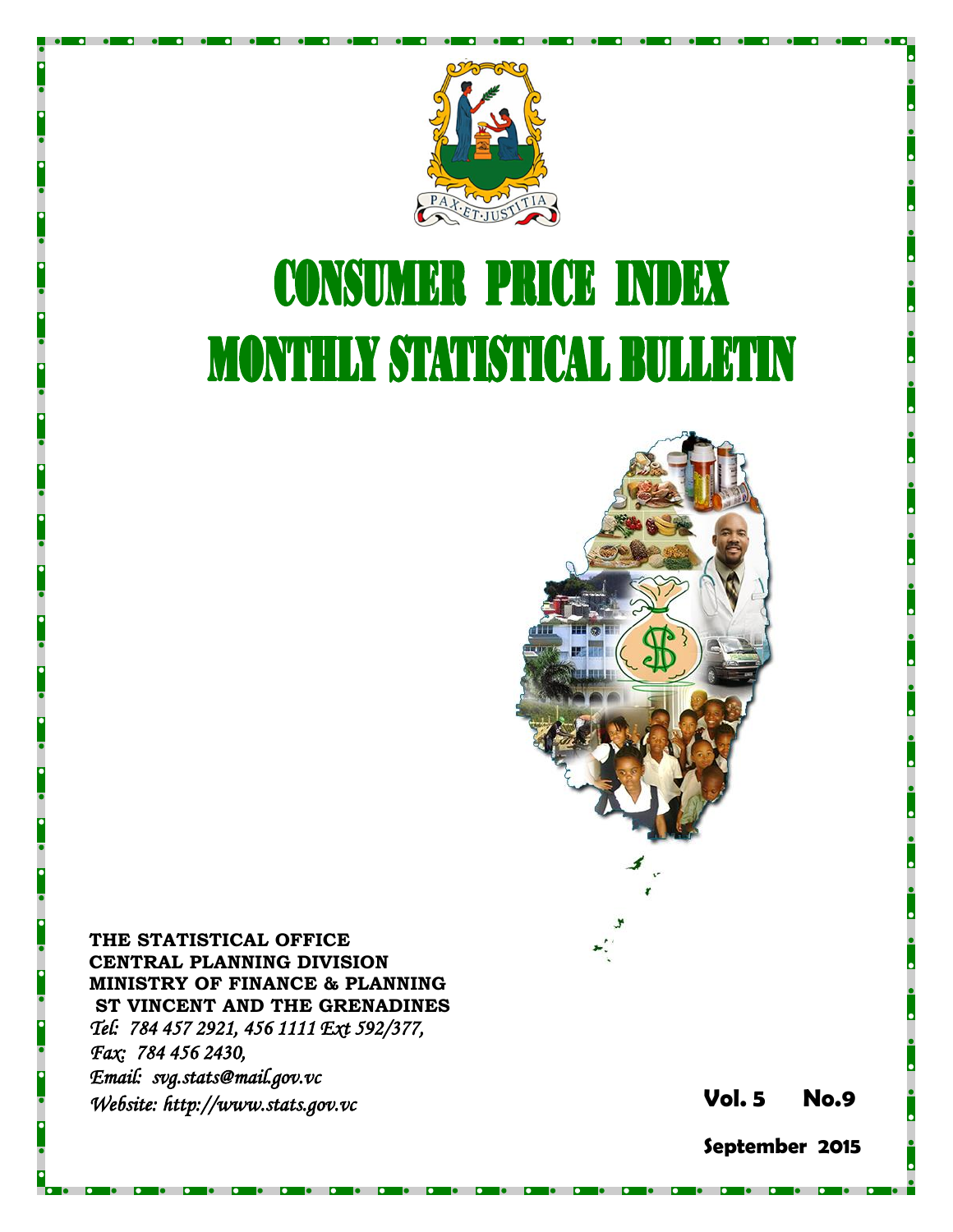PAX·ET·JUSTITIA

# CONSUMER PRICE INDEX

# MONTHLY STATISTICAL BULLETIN

**THE STATISTICAL OFFICE**
**CENTRAL PLANNING DIVISION**
**MINISTRY OF FINANCE & PLANNING**
**ST VINCENT AND THE GRENADINES**
*Tel: 784 457 2921, 456 1111 Ext 592/377,*
*Fax: 784 456 2430,*
*Email: svg.stats@mail.gov.vc*
*Website: http://www.stats.gov.vc*

**Vol. 5 No.9**

**September 2015**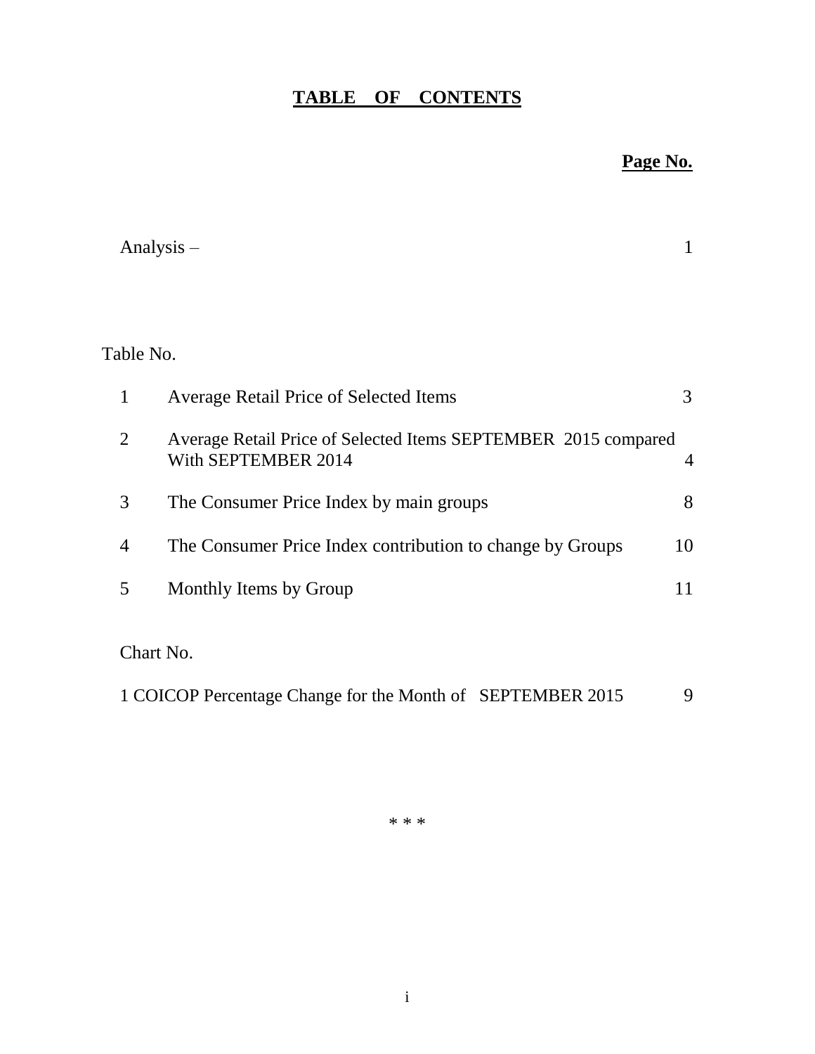# TABLE OF CONTENTS

**Page No.**

Analysis – 1

Table No.

| | | |
|---|---|---|
| 1 | Average Retail Price of Selected Items | 3 |
| 2 | Average Retail Price of Selected Items SEPTEMBER 2015 compared With SEPTEMBER 2014 | 4 |
| 3 | The Consumer Price Index by main groups | 8 |
| 4 | The Consumer Price Index contribution to change by Groups | 10 |
| 5 | Monthly Items by Group | 11 |

Chart No.

1 COICOP Percentage Change for the Month of SEPTEMBER 2015 9

* * *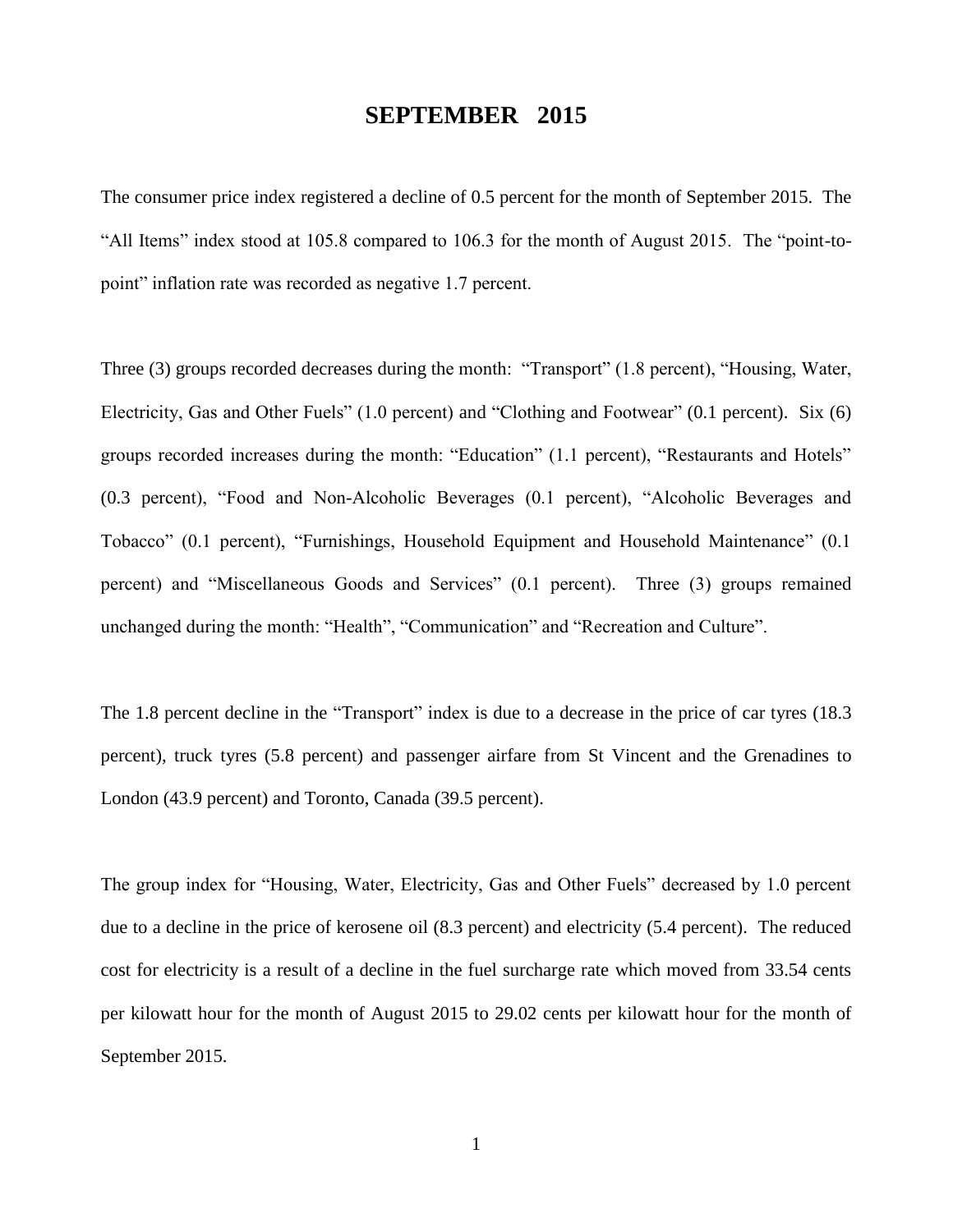# SEPTEMBER 2015

The consumer price index registered a decline of 0.5 percent for the month of September 2015. The "All Items" index stood at 105.8 compared to 106.3 for the month of August 2015. The "point-to-point" inflation rate was recorded as negative 1.7 percent.

Three (3) groups recorded decreases during the month: "Transport" (1.8 percent), "Housing, Water, Electricity, Gas and Other Fuels" (1.0 percent) and "Clothing and Footwear" (0.1 percent). Six (6) groups recorded increases during the month: "Education" (1.1 percent), "Restaurants and Hotels" (0.3 percent), "Food and Non-Alcoholic Beverages (0.1 percent), "Alcoholic Beverages and Tobacco" (0.1 percent), "Furnishings, Household Equipment and Household Maintenance" (0.1 percent) and "Miscellaneous Goods and Services" (0.1 percent). Three (3) groups remained unchanged during the month: "Health", "Communication" and "Recreation and Culture".

The 1.8 percent decline in the "Transport" index is due to a decrease in the price of car tyres (18.3 percent), truck tyres (5.8 percent) and passenger airfare from St Vincent and the Grenadines to London (43.9 percent) and Toronto, Canada (39.5 percent).

The group index for "Housing, Water, Electricity, Gas and Other Fuels" decreased by 1.0 percent due to a decline in the price of kerosene oil (8.3 percent) and electricity (5.4 percent). The reduced cost for electricity is a result of a decline in the fuel surcharge rate which moved from 33.54 cents per kilowatt hour for the month of August 2015 to 29.02 cents per kilowatt hour for the month of September 2015.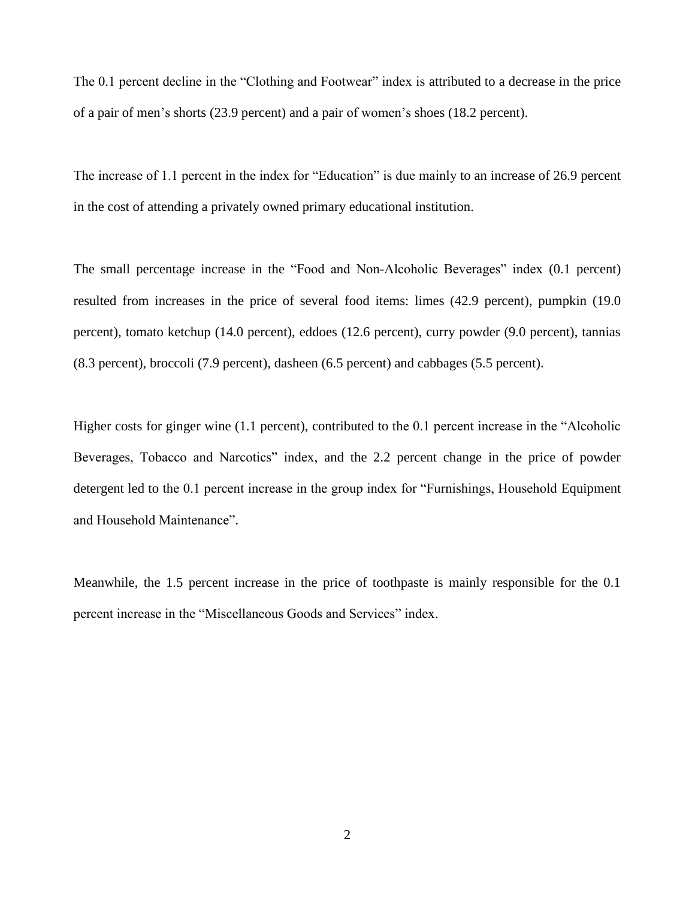The 0.1 percent decline in the “Clothing and Footwear” index is attributed to a decrease in the price of a pair of men’s shorts (23.9 percent) and a pair of women’s shoes (18.2 percent).

The increase of 1.1 percent in the index for “Education” is due mainly to an increase of 26.9 percent in the cost of attending a privately owned primary educational institution.

The small percentage increase in the “Food and Non-Alcoholic Beverages” index (0.1 percent) resulted from increases in the price of several food items: limes (42.9 percent), pumpkin (19.0 percent), tomato ketchup (14.0 percent), eddoes (12.6 percent), curry powder (9.0 percent), tannias (8.3 percent), broccoli (7.9 percent), dasheen (6.5 percent) and cabbages (5.5 percent).

Higher costs for ginger wine (1.1 percent), contributed to the 0.1 percent increase in the “Alcoholic Beverages, Tobacco and Narcotics” index, and the 2.2 percent change in the price of powder detergent led to the 0.1 percent increase in the group index for “Furnishings, Household Equipment and Household Maintenance”.

Meanwhile, the 1.5 percent increase in the price of toothpaste is mainly responsible for the 0.1 percent increase in the “Miscellaneous Goods and Services” index.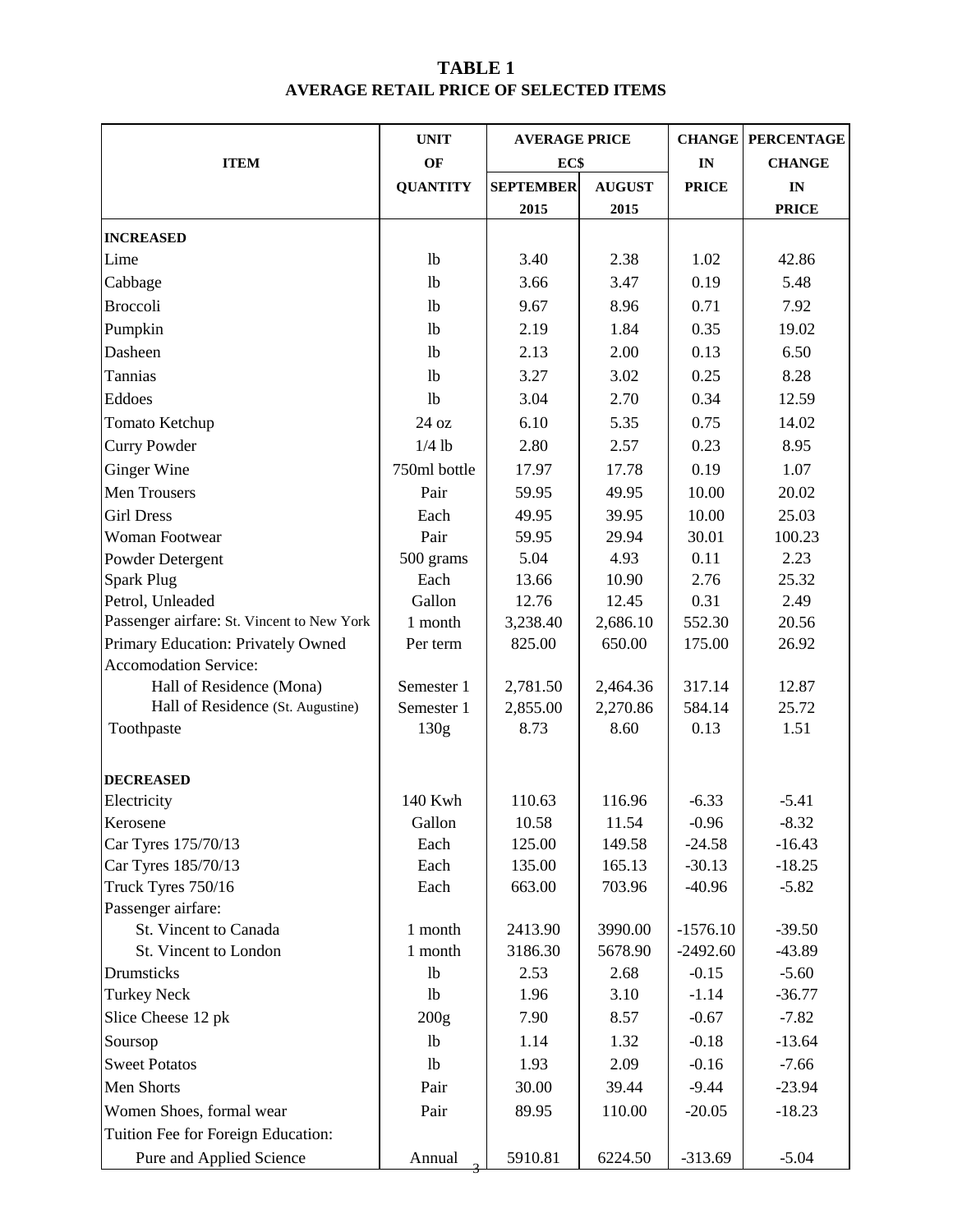# TABLE 1
## AVERAGE RETAIL PRICE OF SELECTED ITEMS

| ITEM | UNIT OF QUANTITY | AVERAGE PRICE EC$ SEPTEMBER 2015 | AVERAGE PRICE EC$ AUGUST 2015 | CHANGE IN PRICE | PERCENTAGE CHANGE IN PRICE |
|---|---|---|---|---|---|
| **INCREASED** | | | | | |
| Lime | lb | 3.40 | 2.38 | 1.02 | 42.86 |
| Cabbage | lb | 3.66 | 3.47 | 0.19 | 5.48 |
| Broccoli | lb | 9.67 | 8.96 | 0.71 | 7.92 |
| Pumpkin | lb | 2.19 | 1.84 | 0.35 | 19.02 |
| Dasheen | lb | 2.13 | 2.00 | 0.13 | 6.50 |
| Tannias | lb | 3.27 | 3.02 | 0.25 | 8.28 |
| Eddoes | lb | 3.04 | 2.70 | 0.34 | 12.59 |
| Tomato Ketchup | 24 oz | 6.10 | 5.35 | 0.75 | 14.02 |
| Curry Powder | 1/4 lb | 2.80 | 2.57 | 0.23 | 8.95 |
| Ginger Wine | 750ml bottle | 17.97 | 17.78 | 0.19 | 1.07 |
| Men Trousers | Pair | 59.95 | 49.95 | 10.00 | 20.02 |
| Girl Dress | Each | 49.95 | 39.95 | 10.00 | 25.03 |
| Woman Footwear | Pair | 59.95 | 29.94 | 30.01 | 100.23 |
| Powder Detergent | 500 grams | 5.04 | 4.93 | 0.11 | 2.23 |
| Spark Plug | Each | 13.66 | 10.90 | 2.76 | 25.32 |
| Petrol, Unleaded | Gallon | 12.76 | 12.45 | 0.31 | 2.49 |
| Passenger airfare: St. Vincent to New York | 1 month | 3,238.40 | 2,686.10 | 552.30 | 20.56 |
| Primary Education: Privately Owned | Per term | 825.00 | 650.00 | 175.00 | 26.92 |
| Accomodation Service: | | | | | |
| Hall of Residence (Mona) | Semester 1 | 2,781.50 | 2,464.36 | 317.14 | 12.87 |
| Hall of Residence (St. Augustine) | Semester 1 | 2,855.00 | 2,270.86 | 584.14 | 25.72 |
| Toothpaste | 130g | 8.73 | 8.60 | 0.13 | 1.51 |
| **DECREASED** | | | | | |
| Electricity | 140 Kwh | 110.63 | 116.96 | -6.33 | -5.41 |
| Kerosene | Gallon | 10.58 | 11.54 | -0.96 | -8.32 |
| Car Tyres 175/70/13 | Each | 125.00 | 149.58 | -24.58 | -16.43 |
| Car Tyres 185/70/13 | Each | 135.00 | 165.13 | -30.13 | -18.25 |
| Truck Tyres 750/16 | Each | 663.00 | 703.96 | -40.96 | -5.82 |
| Passenger airfare: | | | | | |
| St. Vincent to Canada | 1 month | 2413.90 | 3990.00 | -1576.10 | -39.50 |
| St. Vincent to London | 1 month | 3186.30 | 5678.90 | -2492.60 | -43.89 |
| Drumsticks | lb | 2.53 | 2.68 | -0.15 | -5.60 |
| Turkey Neck | lb | 1.96 | 3.10 | -1.14 | -36.77 |
| Slice Cheese 12 pk | 200g | 7.90 | 8.57 | -0.67 | -7.82 |
| Soursop | lb | 1.14 | 1.32 | -0.18 | -13.64 |
| Sweet Potatos | lb | 1.93 | 2.09 | -0.16 | -7.66 |
| Men Shorts | Pair | 30.00 | 39.44 | -9.44 | -23.94 |
| Women Shoes, formal wear | Pair | 89.95 | 110.00 | -20.05 | -18.23 |
| Tuition Fee for Foreign Education: | | | | | |
| Pure and Applied Science | Annual | 5910.81 | 6224.50 | -313.69 | -5.04 |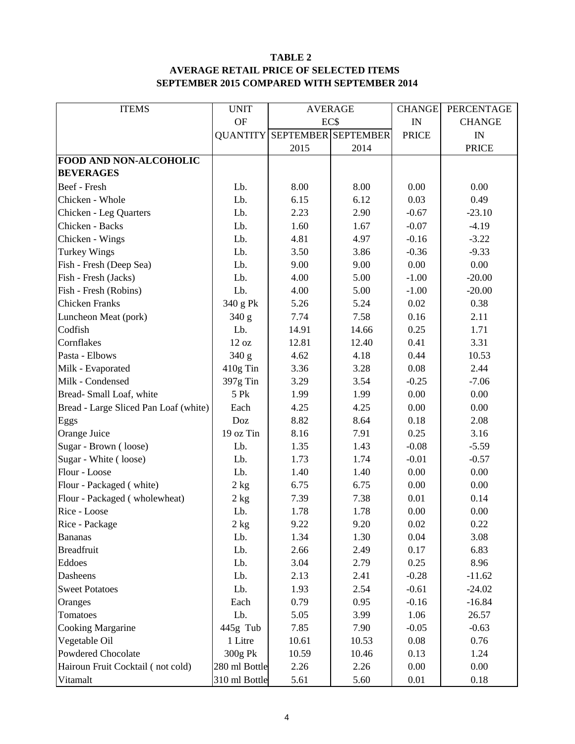**TABLE 2**
**AVERAGE RETAIL PRICE OF SELECTED ITEMS**
**SEPTEMBER 2015 COMPARED WITH SEPTEMBER 2014**

| ITEMS | UNIT OF QUANTITY | AVERAGE EC$ SEPTEMBER 2015 | AVERAGE EC$ SEPTEMBER 2014 | CHANGE IN PRICE | PERCENTAGE CHANGE IN PRICE |
|---|---|---|---|---|---|
| **FOOD AND NON-ALCOHOLIC BEVERAGES** | | | | | |
| Beef - Fresh | Lb. | 8.00 | 8.00 | 0.00 | 0.00 |
| Chicken - Whole | Lb. | 6.15 | 6.12 | 0.03 | 0.49 |
| Chicken - Leg Quarters | Lb. | 2.23 | 2.90 | -0.67 | -23.10 |
| Chicken - Backs | Lb. | 1.60 | 1.67 | -0.07 | -4.19 |
| Chicken - Wings | Lb. | 4.81 | 4.97 | -0.16 | -3.22 |
| Turkey Wings | Lb. | 3.50 | 3.86 | -0.36 | -9.33 |
| Fish - Fresh (Deep Sea) | Lb. | 9.00 | 9.00 | 0.00 | 0.00 |
| Fish - Fresh (Jacks) | Lb. | 4.00 | 5.00 | -1.00 | -20.00 |
| Fish - Fresh (Robins) | Lb. | 4.00 | 5.00 | -1.00 | -20.00 |
| Chicken Franks | 340 g Pk | 5.26 | 5.24 | 0.02 | 0.38 |
| Luncheon Meat (pork) | 340 g | 7.74 | 7.58 | 0.16 | 2.11 |
| Codfish | Lb. | 14.91 | 14.66 | 0.25 | 1.71 |
| Cornflakes | 12 oz | 12.81 | 12.40 | 0.41 | 3.31 |
| Pasta - Elbows | 340 g | 4.62 | 4.18 | 0.44 | 10.53 |
| Milk - Evaporated | 410g Tin | 3.36 | 3.28 | 0.08 | 2.44 |
| Milk - Condensed | 397g Tin | 3.29 | 3.54 | -0.25 | -7.06 |
| Bread- Small Loaf, white | 5 Pk | 1.99 | 1.99 | 0.00 | 0.00 |
| Bread - Large Sliced Pan Loaf (white) | Each | 4.25 | 4.25 | 0.00 | 0.00 |
| Eggs | Doz | 8.82 | 8.64 | 0.18 | 2.08 |
| Orange Juice | 19 oz Tin | 8.16 | 7.91 | 0.25 | 3.16 |
| Sugar - Brown ( loose) | Lb. | 1.35 | 1.43 | -0.08 | -5.59 |
| Sugar - White ( loose) | Lb. | 1.73 | 1.74 | -0.01 | -0.57 |
| Flour - Loose | Lb. | 1.40 | 1.40 | 0.00 | 0.00 |
| Flour - Packaged ( white) | 2 kg | 6.75 | 6.75 | 0.00 | 0.00 |
| Flour - Packaged ( wholewheat) | 2 kg | 7.39 | 7.38 | 0.01 | 0.14 |
| Rice - Loose | Lb. | 1.78 | 1.78 | 0.00 | 0.00 |
| Rice - Package | 2 kg | 9.22 | 9.20 | 0.02 | 0.22 |
| Bananas | Lb. | 1.34 | 1.30 | 0.04 | 3.08 |
| Breadfruit | Lb. | 2.66 | 2.49 | 0.17 | 6.83 |
| Eddoes | Lb. | 3.04 | 2.79 | 0.25 | 8.96 |
| Dasheens | Lb. | 2.13 | 2.41 | -0.28 | -11.62 |
| Sweet Potatoes | Lb. | 1.93 | 2.54 | -0.61 | -24.02 |
| Oranges | Each | 0.79 | 0.95 | -0.16 | -16.84 |
| Tomatoes | Lb. | 5.05 | 3.99 | 1.06 | 26.57 |
| Cooking Margarine | 445g Tub | 7.85 | 7.90 | -0.05 | -0.63 |
| Vegetable Oil | 1 Litre | 10.61 | 10.53 | 0.08 | 0.76 |
| Powdered Chocolate | 300g Pk | 10.59 | 10.46 | 0.13 | 1.24 |
| Hairoun Fruit Cocktail ( not cold) | 280 ml Bottle | 2.26 | 2.26 | 0.00 | 0.00 |
| Vitamalt | 310 ml Bottle | 5.61 | 5.60 | 0.01 | 0.18 |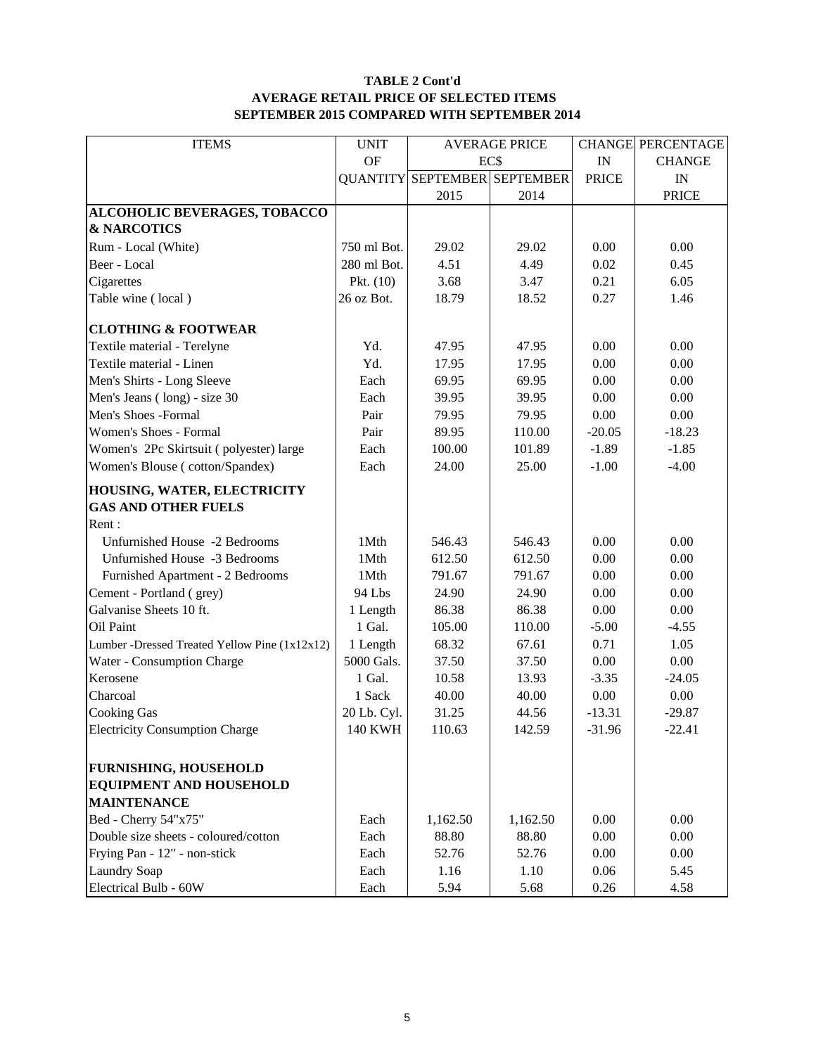**TABLE 2 Cont'd**
**AVERAGE RETAIL PRICE OF SELECTED ITEMS**
**SEPTEMBER 2015 COMPARED WITH SEPTEMBER 2014**

| ITEMS | UNIT OF QUANTITY | AVERAGE PRICE EC$ SEPTEMBER 2015 | SEPTEMBER 2014 | CHANGE IN PRICE | PERCENTAGE CHANGE IN PRICE |
|---|---|---|---|---|---|
| **ALCOHOLIC BEVERAGES, TOBACCO & NARCOTICS** | | | | | |
| Rum - Local (White) | 750 ml Bot. | 29.02 | 29.02 | 0.00 | 0.00 |
| Beer - Local | 280 ml Bot. | 4.51 | 4.49 | 0.02 | 0.45 |
| Cigarettes | Pkt. (10) | 3.68 | 3.47 | 0.21 | 6.05 |
| Table wine ( local ) | 26 oz Bot. | 18.79 | 18.52 | 0.27 | 1.46 |
| **CLOTHING & FOOTWEAR** | | | | | |
| Textile material - Terelyne | Yd. | 47.95 | 47.95 | 0.00 | 0.00 |
| Textile material - Linen | Yd. | 17.95 | 17.95 | 0.00 | 0.00 |
| Men's Shirts - Long Sleeve | Each | 69.95 | 69.95 | 0.00 | 0.00 |
| Men's Jeans ( long) - size 30 | Each | 39.95 | 39.95 | 0.00 | 0.00 |
| Men's Shoes -Formal | Pair | 79.95 | 79.95 | 0.00 | 0.00 |
| Women's Shoes - Formal | Pair | 89.95 | 110.00 | -20.05 | -18.23 |
| Women's 2Pc Skirtsuit ( polyester) large | Each | 100.00 | 101.89 | -1.89 | -1.85 |
| Women's Blouse ( cotton/Spandex) | Each | 24.00 | 25.00 | -1.00 | -4.00 |
| **HOUSING, WATER, ELECTRICITY GAS AND OTHER FUELS** | | | | | |
| Rent : | | | | | |
| Unfurnished House -2 Bedrooms | 1Mth | 546.43 | 546.43 | 0.00 | 0.00 |
| Unfurnished House -3 Bedrooms | 1Mth | 612.50 | 612.50 | 0.00 | 0.00 |
| Furnished Apartment - 2 Bedrooms | 1Mth | 791.67 | 791.67 | 0.00 | 0.00 |
| Cement - Portland ( grey) | 94 Lbs | 24.90 | 24.90 | 0.00 | 0.00 |
| Galvanise Sheets 10 ft. | 1 Length | 86.38 | 86.38 | 0.00 | 0.00 |
| Oil Paint | 1 Gal. | 105.00 | 110.00 | -5.00 | -4.55 |
| Lumber -Dressed Treated Yellow Pine (1x12x12) | 1 Length | 68.32 | 67.61 | 0.71 | 1.05 |
| Water - Consumption Charge | 5000 Gals. | 37.50 | 37.50 | 0.00 | 0.00 |
| Kerosene | 1 Gal. | 10.58 | 13.93 | -3.35 | -24.05 |
| Charcoal | 1 Sack | 40.00 | 40.00 | 0.00 | 0.00 |
| Cooking Gas | 20 Lb. Cyl. | 31.25 | 44.56 | -13.31 | -29.87 |
| Electricity Consumption Charge | 140 KWH | 110.63 | 142.59 | -31.96 | -22.41 |
| **FURNISHING, HOUSEHOLD EQUIPMENT AND HOUSEHOLD MAINTENANCE** | | | | | |
| Bed - Cherry 54"x75" | Each | 1,162.50 | 1,162.50 | 0.00 | 0.00 |
| Double size sheets - coloured/cotton | Each | 88.80 | 88.80 | 0.00 | 0.00 |
| Frying Pan - 12" - non-stick | Each | 52.76 | 52.76 | 0.00 | 0.00 |
| Laundry Soap | Each | 1.16 | 1.10 | 0.06 | 5.45 |
| Electrical Bulb - 60W | Each | 5.94 | 5.68 | 0.26 | 4.58 |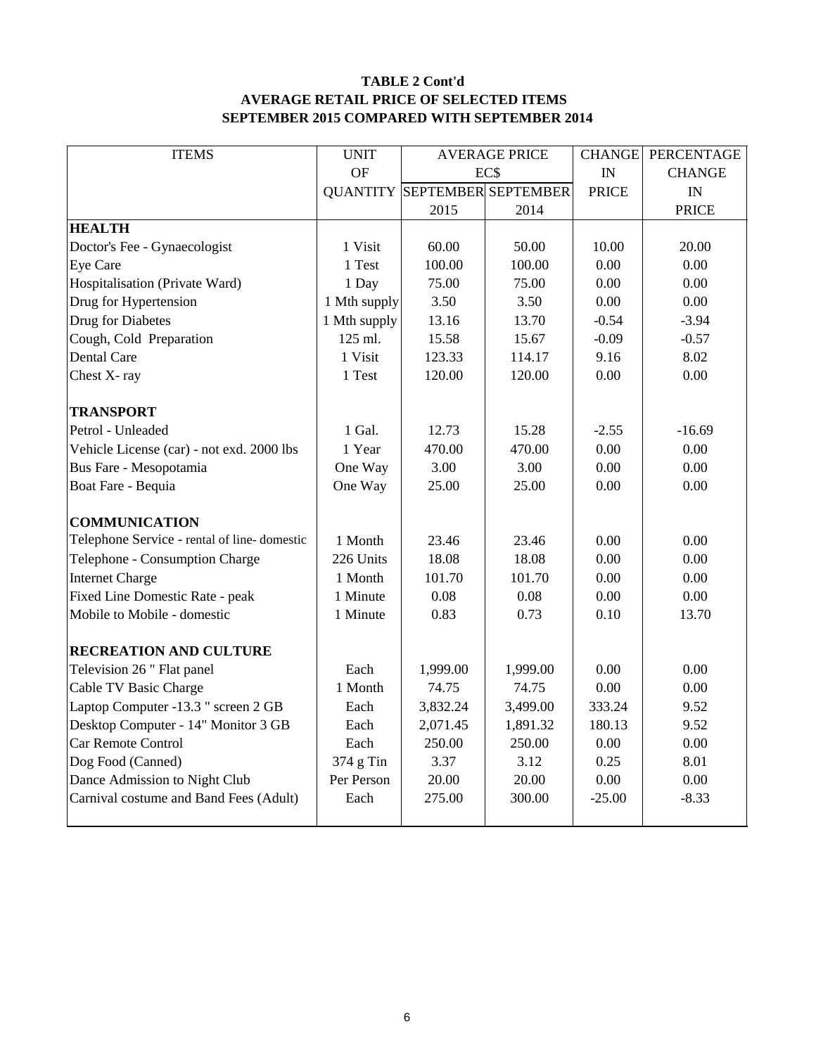**TABLE 2 Cont'd**

**AVERAGE RETAIL PRICE OF SELECTED ITEMS**

**SEPTEMBER 2015 COMPARED WITH SEPTEMBER 2014**

| ITEMS | UNIT OF QUANTITY | AVERAGE PRICE EC$ SEPTEMBER 2015 | AVERAGE PRICE EC$ SEPTEMBER 2014 | CHANGE IN PRICE | PERCENTAGE CHANGE IN PRICE |
|---|---|---|---|---|---|
| **HEALTH** | | | | | |
| Doctor's Fee - Gynaecologist | 1 Visit | 60.00 | 50.00 | 10.00 | 20.00 |
| Eye Care | 1 Test | 100.00 | 100.00 | 0.00 | 0.00 |
| Hospitalisation (Private Ward) | 1 Day | 75.00 | 75.00 | 0.00 | 0.00 |
| Drug for Hypertension | 1 Mth supply | 3.50 | 3.50 | 0.00 | 0.00 |
| Drug for Diabetes | 1 Mth supply | 13.16 | 13.70 | -0.54 | -3.94 |
| Cough, Cold Preparation | 125 ml. | 15.58 | 15.67 | -0.09 | -0.57 |
| Dental Care | 1 Visit | 123.33 | 114.17 | 9.16 | 8.02 |
| Chest X- ray | 1 Test | 120.00 | 120.00 | 0.00 | 0.00 |
| **TRANSPORT** | | | | | |
| Petrol - Unleaded | 1 Gal. | 12.73 | 15.28 | -2.55 | -16.69 |
| Vehicle License (car) - not exd. 2000 lbs | 1 Year | 470.00 | 470.00 | 0.00 | 0.00 |
| Bus Fare - Mesopotamia | One Way | 3.00 | 3.00 | 0.00 | 0.00 |
| Boat Fare - Bequia | One Way | 25.00 | 25.00 | 0.00 | 0.00 |
| **COMMUNICATION** | | | | | |
| Telephone Service - rental of line- domestic | 1 Month | 23.46 | 23.46 | 0.00 | 0.00 |
| Telephone - Consumption Charge | 226 Units | 18.08 | 18.08 | 0.00 | 0.00 |
| Internet Charge | 1 Month | 101.70 | 101.70 | 0.00 | 0.00 |
| Fixed Line Domestic Rate - peak | 1 Minute | 0.08 | 0.08 | 0.00 | 0.00 |
| Mobile to Mobile - domestic | 1 Minute | 0.83 | 0.73 | 0.10 | 13.70 |
| **RECREATION AND CULTURE** | | | | | |
| Television 26 " Flat panel | Each | 1,999.00 | 1,999.00 | 0.00 | 0.00 |
| Cable TV Basic Charge | 1 Month | 74.75 | 74.75 | 0.00 | 0.00 |
| Laptop Computer -13.3 " screen 2 GB | Each | 3,832.24 | 3,499.00 | 333.24 | 9.52 |
| Desktop Computer - 14" Monitor 3 GB | Each | 2,071.45 | 1,891.32 | 180.13 | 9.52 |
| Car Remote Control | Each | 250.00 | 250.00 | 0.00 | 0.00 |
| Dog Food (Canned) | 374 g Tin | 3.37 | 3.12 | 0.25 | 8.01 |
| Dance Admission to Night Club | Per Person | 20.00 | 20.00 | 0.00 | 0.00 |
| Carnival costume and Band Fees (Adult) | Each | 275.00 | 300.00 | -25.00 | -8.33 |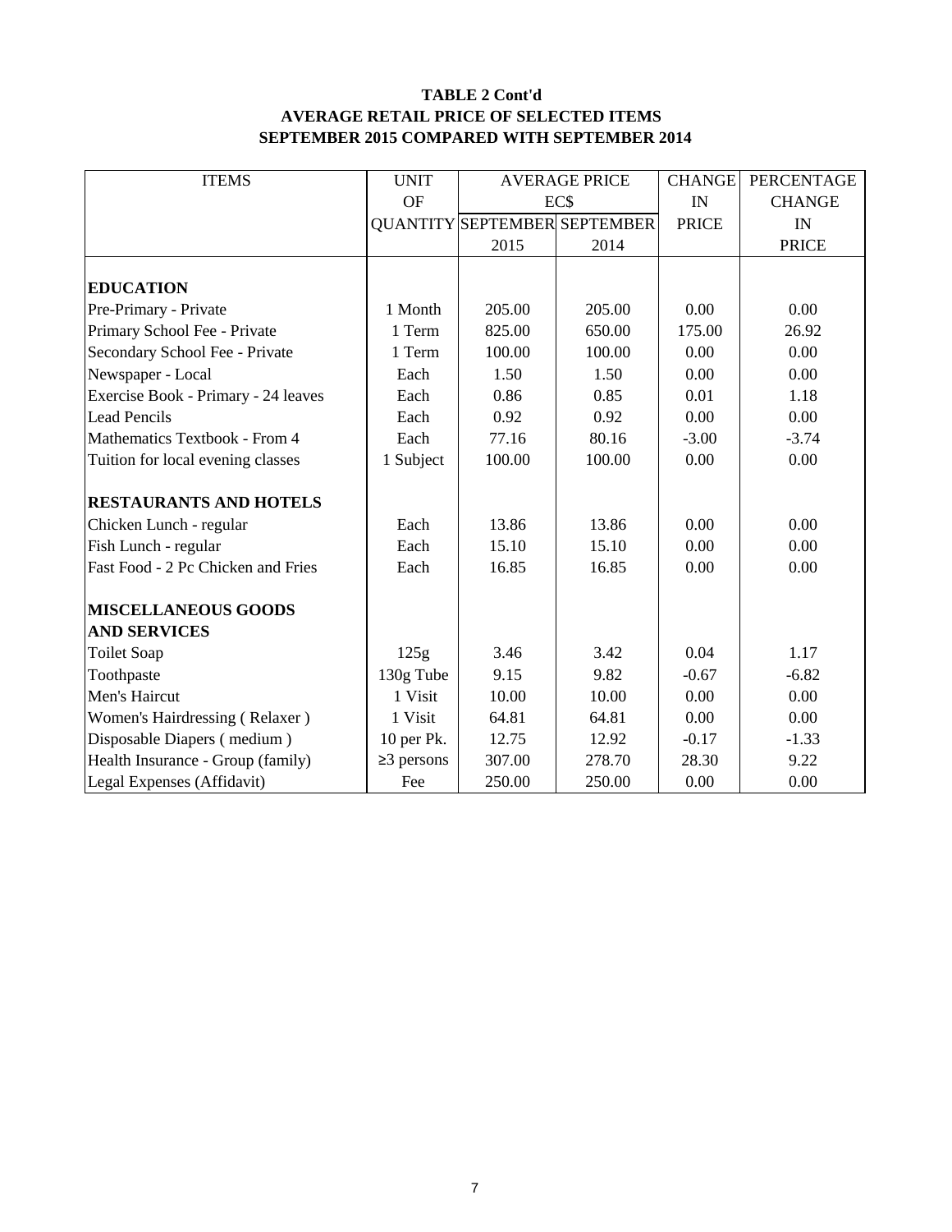**TABLE 2 Cont'd**
**AVERAGE RETAIL PRICE OF SELECTED ITEMS**
**SEPTEMBER 2015 COMPARED WITH SEPTEMBER 2014**

| ITEMS | UNIT OF QUANTITY | AVERAGE PRICE EC$ SEPTEMBER 2015 | SEPTEMBER 2014 | CHANGE IN PRICE | PERCENTAGE CHANGE IN PRICE |
|---|---|---|---|---|---|
| **EDUCATION** | | | | | |
| Pre-Primary - Private | 1 Month | 205.00 | 205.00 | 0.00 | 0.00 |
| Primary School Fee - Private | 1 Term | 825.00 | 650.00 | 175.00 | 26.92 |
| Secondary School Fee - Private | 1 Term | 100.00 | 100.00 | 0.00 | 0.00 |
| Newspaper - Local | Each | 1.50 | 1.50 | 0.00 | 0.00 |
| Exercise Book - Primary - 24 leaves | Each | 0.86 | 0.85 | 0.01 | 1.18 |
| Lead Pencils | Each | 0.92 | 0.92 | 0.00 | 0.00 |
| Mathematics Textbook - From 4 | Each | 77.16 | 80.16 | -3.00 | -3.74 |
| Tuition for local evening classes | 1 Subject | 100.00 | 100.00 | 0.00 | 0.00 |
| **RESTAURANTS AND HOTELS** | | | | | |
| Chicken Lunch - regular | Each | 13.86 | 13.86 | 0.00 | 0.00 |
| Fish Lunch - regular | Each | 15.10 | 15.10 | 0.00 | 0.00 |
| Fast Food - 2 Pc Chicken and Fries | Each | 16.85 | 16.85 | 0.00 | 0.00 |
| **MISCELLANEOUS GOODS AND SERVICES** | | | | | |
| Toilet Soap | 125g | 3.46 | 3.42 | 0.04 | 1.17 |
| Toothpaste | 130g Tube | 9.15 | 9.82 | -0.67 | -6.82 |
| Men's Haircut | 1 Visit | 10.00 | 10.00 | 0.00 | 0.00 |
| Women's Hairdressing ( Relaxer ) | 1 Visit | 64.81 | 64.81 | 0.00 | 0.00 |
| Disposable Diapers ( medium ) | 10 per Pk. | 12.75 | 12.92 | -0.17 | -1.33 |
| Health Insurance - Group (family) | ≥3 persons | 307.00 | 278.70 | 28.30 | 9.22 |
| Legal Expenses (Affidavit) | Fee | 250.00 | 250.00 | 0.00 | 0.00 |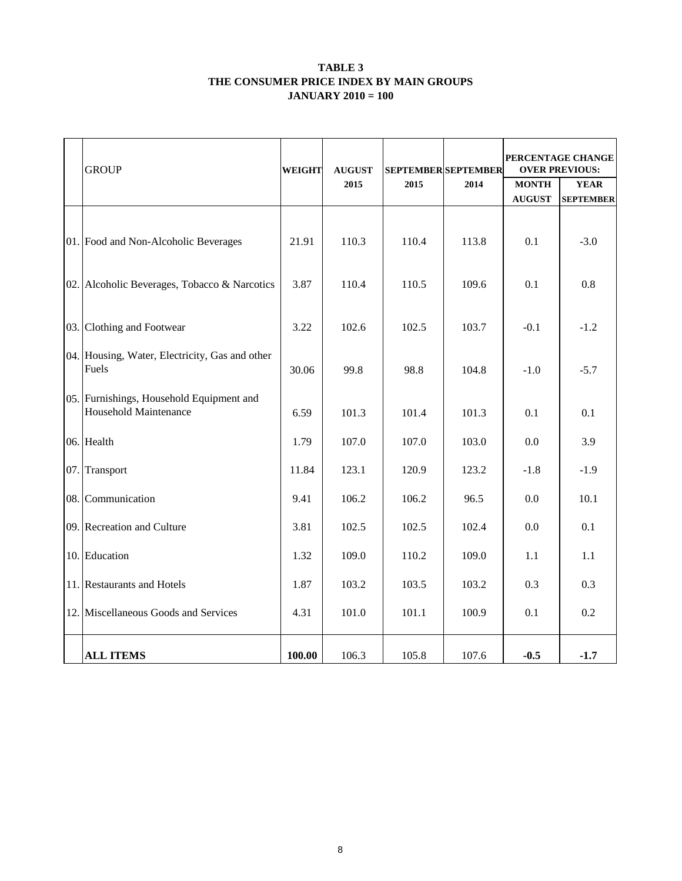**TABLE 3**
**THE CONSUMER PRICE INDEX BY MAIN GROUPS**
**JANUARY 2010 = 100**

| | GROUP | WEIGHT | AUGUST 2015 | SEPTEMBER 2015 | SEPTEMBER 2014 | PERCENTAGE CHANGE OVER PREVIOUS: MONTH AUGUST | YEAR SEPTEMBER |
|---|---|---|---|---|---|---|---|
| 01. | Food and Non-Alcoholic Beverages | 21.91 | 110.3 | 110.4 | 113.8 | 0.1 | -3.0 |
| 02. | Alcoholic Beverages, Tobacco & Narcotics | 3.87 | 110.4 | 110.5 | 109.6 | 0.1 | 0.8 |
| 03. | Clothing and Footwear | 3.22 | 102.6 | 102.5 | 103.7 | -0.1 | -1.2 |
| 04. | Housing, Water, Electricity, Gas and other Fuels | 30.06 | 99.8 | 98.8 | 104.8 | -1.0 | -5.7 |
| 05. | Furnishings, Household Equipment and Household Maintenance | 6.59 | 101.3 | 101.4 | 101.3 | 0.1 | 0.1 |
| 06. | Health | 1.79 | 107.0 | 107.0 | 103.0 | 0.0 | 3.9 |
| 07. | Transport | 11.84 | 123.1 | 120.9 | 123.2 | -1.8 | -1.9 |
| 08. | Communication | 9.41 | 106.2 | 106.2 | 96.5 | 0.0 | 10.1 |
| 09. | Recreation and Culture | 3.81 | 102.5 | 102.5 | 102.4 | 0.0 | 0.1 |
| 10. | Education | 1.32 | 109.0 | 110.2 | 109.0 | 1.1 | 1.1 |
| 11. | Restaurants and Hotels | 1.87 | 103.2 | 103.5 | 103.2 | 0.3 | 0.3 |
| 12. | Miscellaneous Goods and Services | 4.31 | 101.0 | 101.1 | 100.9 | 0.1 | 0.2 |
| | **ALL ITEMS** | **100.00** | 106.3 | 105.8 | 107.6 | **-0.5** | **-1.7** |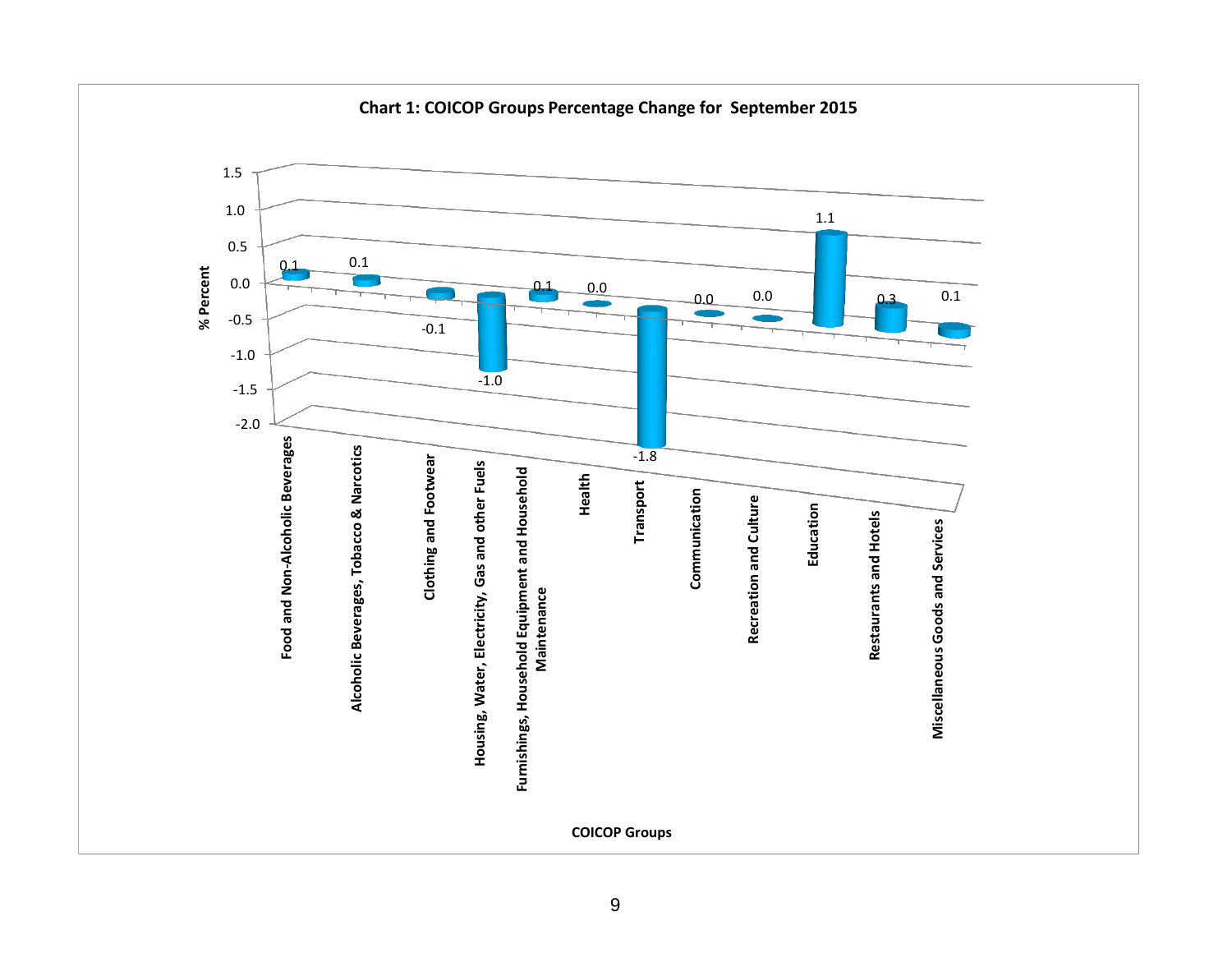**Chart 1: COICOP Groups Percentage Change for September 2015**

| COICOP Groups | % Percent |
|---|---|
| Food and Non-Alcoholic Beverages | 0.1 |
| Alcoholic Beverages, Tobacco & Narcotics | 0.1 |
| Clothing and Footwear | -0.1 |
| Housing, Water, Electricity, Gas and other Fuels | -1.0 |
| Furnishings, Household Equipment and Household Maintenance | 0.1 |
| Health | 0.0 |
| Transport | -1.8 |
| Communication | 0.0 |
| Recreation and Culture | 0.0 |
| Education | 1.1 |
| Restaurants and Hotels | 0.3 |
| Miscellaneous Goods and Services | 0.1 |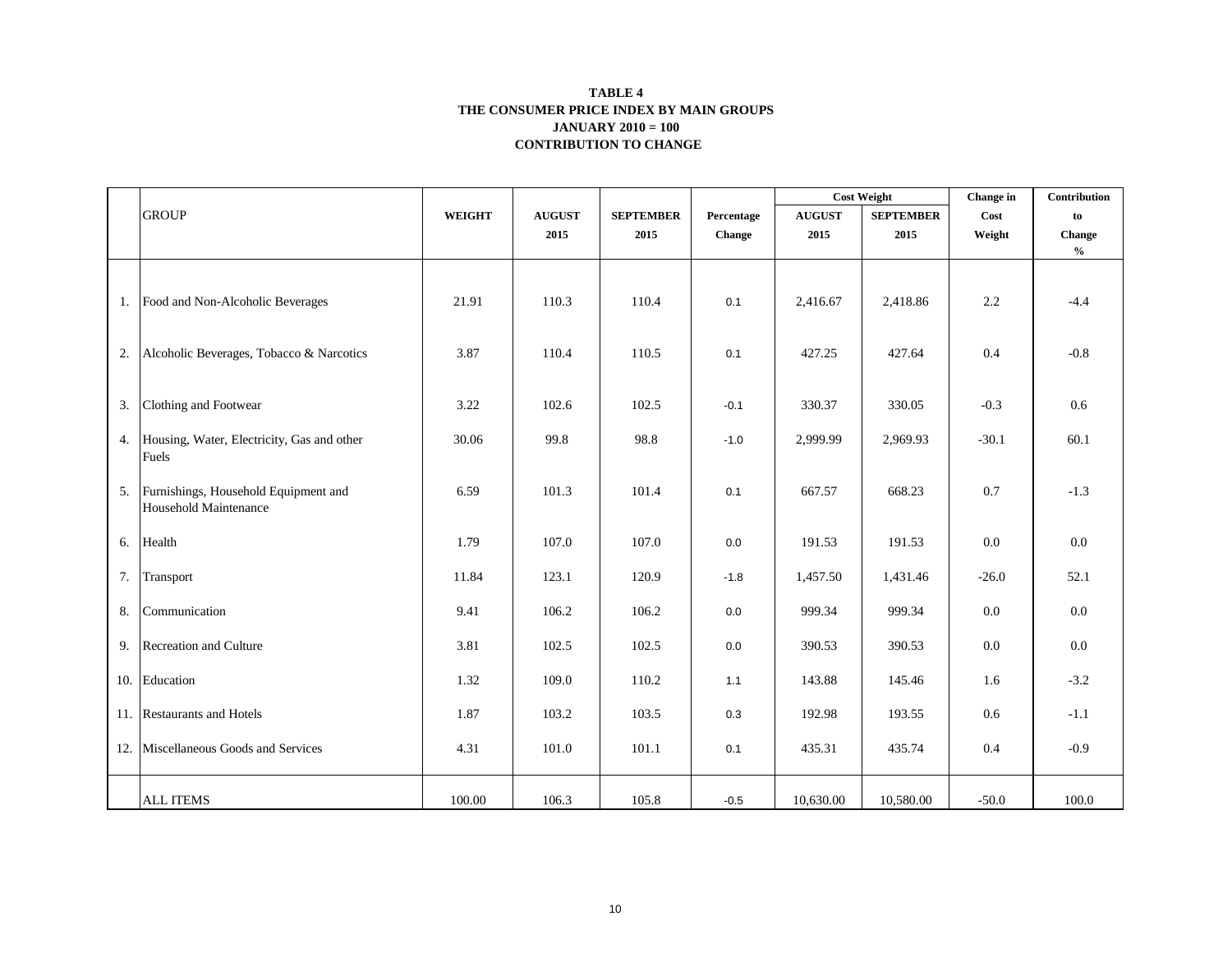**TABLE 4**
**THE CONSUMER PRICE INDEX BY MAIN GROUPS**
**JANUARY 2010 = 100**
**CONTRIBUTION TO CHANGE**

| | GROUP | WEIGHT | AUGUST 2015 | SEPTEMBER 2015 | Percentage Change | Cost Weight AUGUST 2015 | Cost Weight SEPTEMBER 2015 | Change in Cost Weight | Contribution to Change % |
|---|---|---|---|---|---|---|---|---|---|
| 1. | Food and Non-Alcoholic Beverages | 21.91 | 110.3 | 110.4 | 0.1 | 2,416.67 | 2,418.86 | 2.2 | -4.4 |
| 2. | Alcoholic Beverages, Tobacco & Narcotics | 3.87 | 110.4 | 110.5 | 0.1 | 427.25 | 427.64 | 0.4 | -0.8 |
| 3. | Clothing and Footwear | 3.22 | 102.6 | 102.5 | -0.1 | 330.37 | 330.05 | -0.3 | 0.6 |
| 4. | Housing, Water, Electricity, Gas and other Fuels | 30.06 | 99.8 | 98.8 | -1.0 | 2,999.99 | 2,969.93 | -30.1 | 60.1 |
| 5. | Furnishings, Household Equipment and Household Maintenance | 6.59 | 101.3 | 101.4 | 0.1 | 667.57 | 668.23 | 0.7 | -1.3 |
| 6. | Health | 1.79 | 107.0 | 107.0 | 0.0 | 191.53 | 191.53 | 0.0 | 0.0 |
| 7. | Transport | 11.84 | 123.1 | 120.9 | -1.8 | 1,457.50 | 1,431.46 | -26.0 | 52.1 |
| 8. | Communication | 9.41 | 106.2 | 106.2 | 0.0 | 999.34 | 999.34 | 0.0 | 0.0 |
| 9. | Recreation and Culture | 3.81 | 102.5 | 102.5 | 0.0 | 390.53 | 390.53 | 0.0 | 0.0 |
| 10. | Education | 1.32 | 109.0 | 110.2 | 1.1 | 143.88 | 145.46 | 1.6 | -3.2 |
| 11. | Restaurants and Hotels | 1.87 | 103.2 | 103.5 | 0.3 | 192.98 | 193.55 | 0.6 | -1.1 |
| 12. | Miscellaneous Goods and Services | 4.31 | 101.0 | 101.1 | 0.1 | 435.31 | 435.74 | 0.4 | -0.9 |
| | ALL ITEMS | 100.00 | 106.3 | 105.8 | -0.5 | 10,630.00 | 10,580.00 | -50.0 | 100.0 |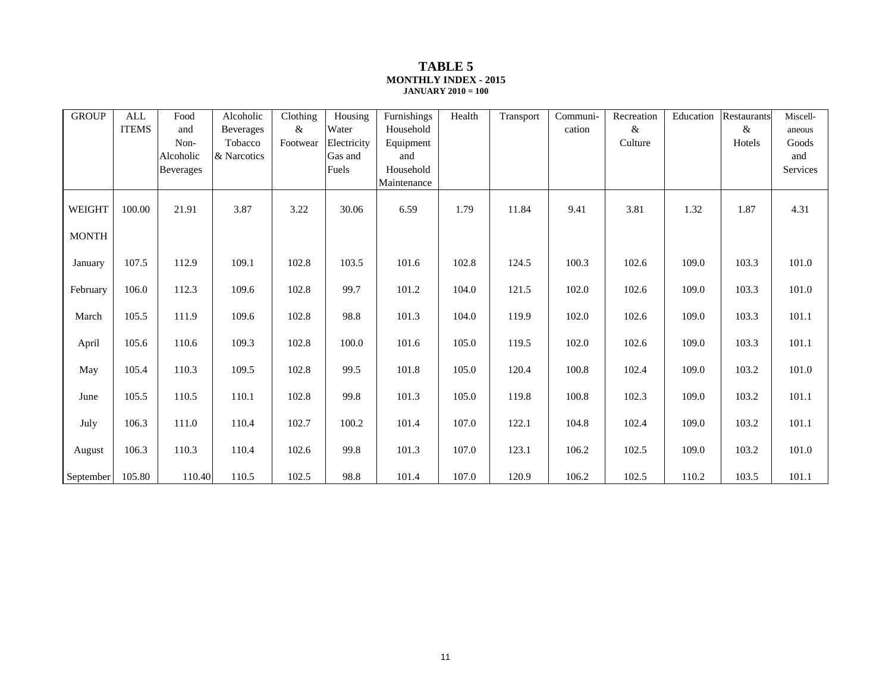# TABLE 5

**MONTHLY INDEX - 2015**

**JANUARY 2010 = 100**

| GROUP | ALL ITEMS | Food and Non-Alcoholic Beverages | Alcoholic Beverages Tobacco & Narcotics | Clothing & Footwear | Housing Water Electricity Gas and Fuels | Furnishings Household Equipment and Household Maintenance | Health | Transport | Communi-cation | Recreation & Culture | Education | Restaurants & Hotels | Miscell-aneous Goods and Services |
|---|---|---|---|---|---|---|---|---|---|---|---|---|---|
| WEIGHT | 100.00 | 21.91 | 3.87 | 3.22 | 30.06 | 6.59 | 1.79 | 11.84 | 9.41 | 3.81 | 1.32 | 1.87 | 4.31 |
| MONTH | | | | | | | | | | | | | |
| January | 107.5 | 112.9 | 109.1 | 102.8 | 103.5 | 101.6 | 102.8 | 124.5 | 100.3 | 102.6 | 109.0 | 103.3 | 101.0 |
| February | 106.0 | 112.3 | 109.6 | 102.8 | 99.7 | 101.2 | 104.0 | 121.5 | 102.0 | 102.6 | 109.0 | 103.3 | 101.0 |
| March | 105.5 | 111.9 | 109.6 | 102.8 | 98.8 | 101.3 | 104.0 | 119.9 | 102.0 | 102.6 | 109.0 | 103.3 | 101.1 |
| April | 105.6 | 110.6 | 109.3 | 102.8 | 100.0 | 101.6 | 105.0 | 119.5 | 102.0 | 102.6 | 109.0 | 103.3 | 101.1 |
| May | 105.4 | 110.3 | 109.5 | 102.8 | 99.5 | 101.8 | 105.0 | 120.4 | 100.8 | 102.4 | 109.0 | 103.2 | 101.0 |
| June | 105.5 | 110.5 | 110.1 | 102.8 | 99.8 | 101.3 | 105.0 | 119.8 | 100.8 | 102.3 | 109.0 | 103.2 | 101.1 |
| July | 106.3 | 111.0 | 110.4 | 102.7 | 100.2 | 101.4 | 107.0 | 122.1 | 104.8 | 102.4 | 109.0 | 103.2 | 101.1 |
| August | 106.3 | 110.3 | 110.4 | 102.6 | 99.8 | 101.3 | 107.0 | 123.1 | 106.2 | 102.5 | 109.0 | 103.2 | 101.0 |
| September | 105.80 | 110.40 | 110.5 | 102.5 | 98.8 | 101.4 | 107.0 | 120.9 | 106.2 | 102.5 | 110.2 | 103.5 | 101.1 |